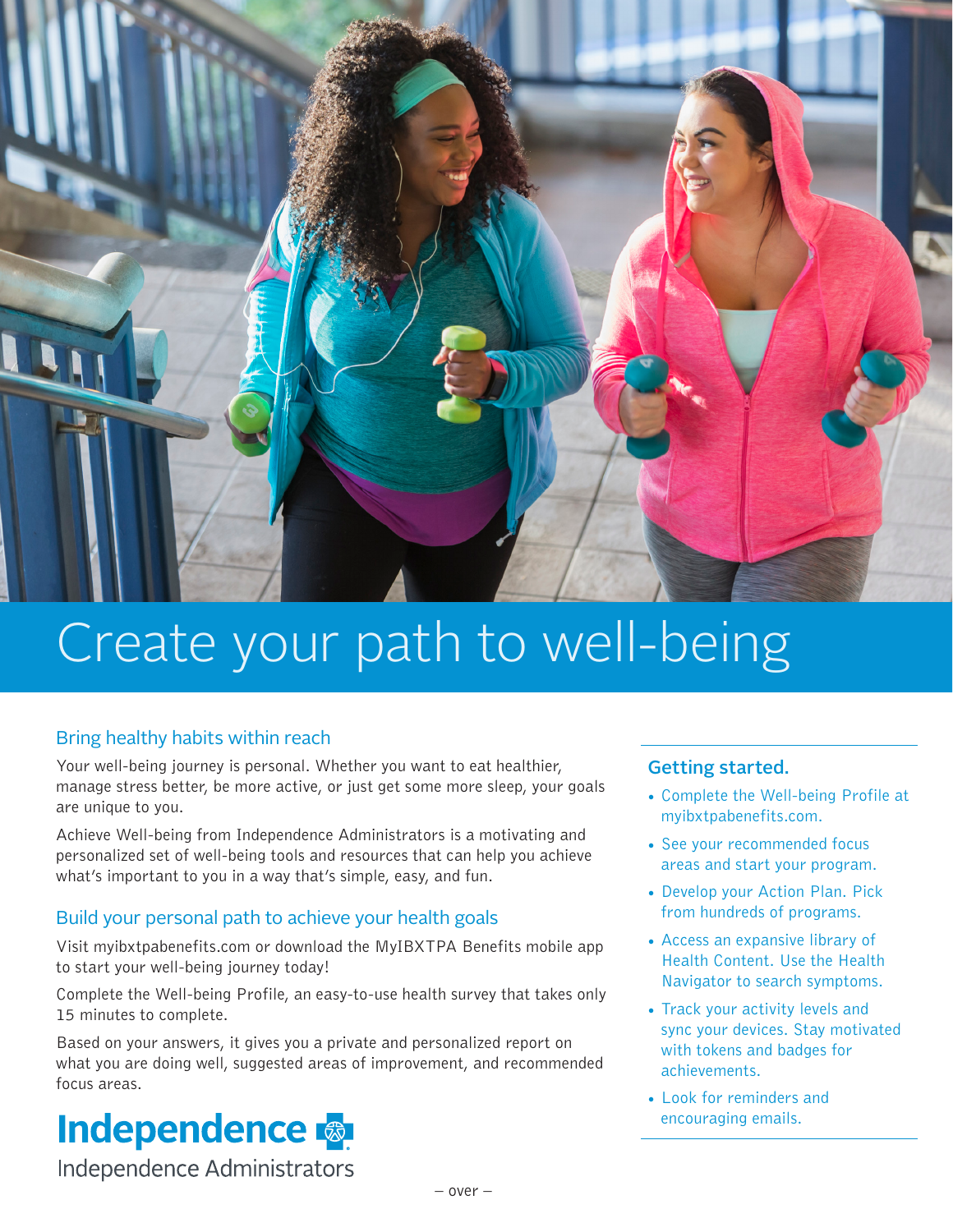# Create your path to well-being

## Bring healthy habits within reach

Your well-being journey is personal. Whether you want to eat healthier, manage stress better, be more active, or just get some more sleep, your goals are unique to you.

Achieve Well-being from Independence Administrators is a motivating and personalized set of well-being tools and resources that can help you achieve what's important to you in a way that's simple, easy, and fun.

## Build your personal path to achieve your health goals

Visit myibxtpabenefits.com or download the MyIBXTPA Benefits mobile app to start your well-being journey today!

Complete the Well-being Profile, an easy-to-use health survey that takes only 15 minutes to complete.

Based on your answers, it gives you a private and personalized report on what you are doing well, suggested areas of improvement, and recommended focus areas.

### Getting started.

- Complete the Well-being Profile at myibxtpabenefits.com.
- See your recommended focus areas and start your program.
- Develop your Action Plan. Pick from hundreds of programs.
- Access an expansive library of Health Content. Use the Health Navigator to search symptoms.
- Track your activity levels and sync your devices. Stay motivated with tokens and badges for achievements.
- Look for reminders and encouraging emails.

**Independence**

Independence Administrators

– over –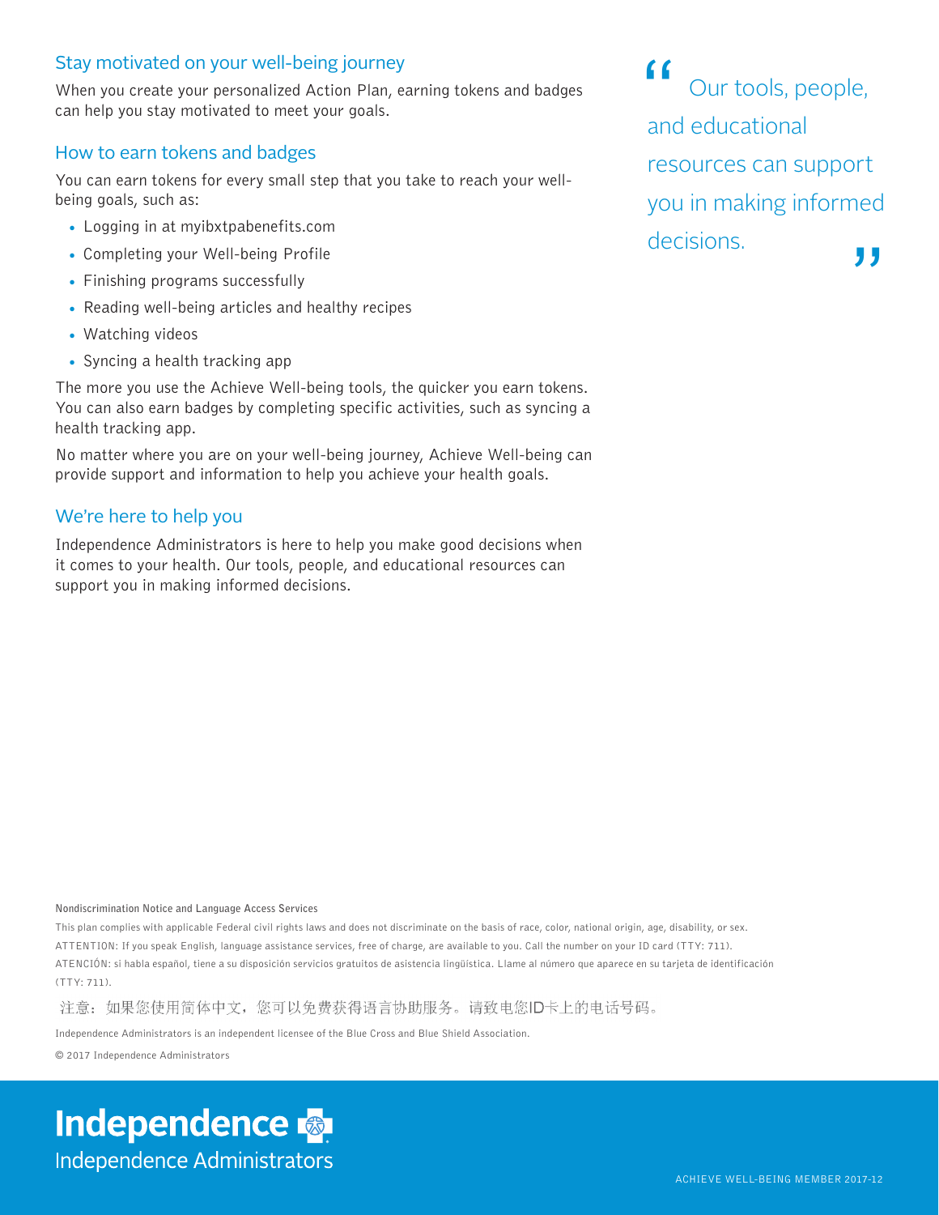## Stay motivated on your well-being journey

When you create your personalized Action Plan, earning tokens and badges can help you stay motivated to meet your goals.

## How to earn tokens and badges

You can earn tokens for every small step that you take to reach your well-being goals, such as:

- Logging in at myibxtpabenefits.com
- Completing your Well-being Profile
- Finishing programs successfully
- Reading well-being articles and healthy recipes
- Watching videos
- Syncing a health tracking app

The more you use the Achieve Well-being tools, the quicker you earn tokens. You can also earn badges by completing specific activities, such as syncing a health tracking app.

No matter where you are on your well-being journey, Achieve Well-being can provide support and information to help you achieve your health goals.

## We're here to help you

Independence Administrators is here to help you make good decisions when it comes to your health. Our tools, people, and educational resources can support you in making informed decisions.

> "Our tools, people, and educational resources can support you in making informed decisions."

**Nondiscrimination Notice and Language Access Services**

This plan complies with applicable Federal civil rights laws and does not discriminate on the basis of race, color, national origin, age, disability, or sex.

ATTENTION: If you speak English, language assistance services, free of charge, are available to you. Call the number on your ID card (TTY: 711).

ATENCIÓN: si habla español, tiene a su disposición servicios gratuitos de asistencia lingüística. Llame al número que aparece en su tarjeta de identificación (TTY: 711).

注意：如果您使用简体中文，您可以免费获得语言协助服务。请致电您ID卡上的电话号码。

Independence Administrators is an independent licensee of the Blue Cross and Blue Shield Association.

© 2017 Independence Administrators

Independence
Independence Administrators

ACHIEVE WELL-BEING MEMBER 2017-12